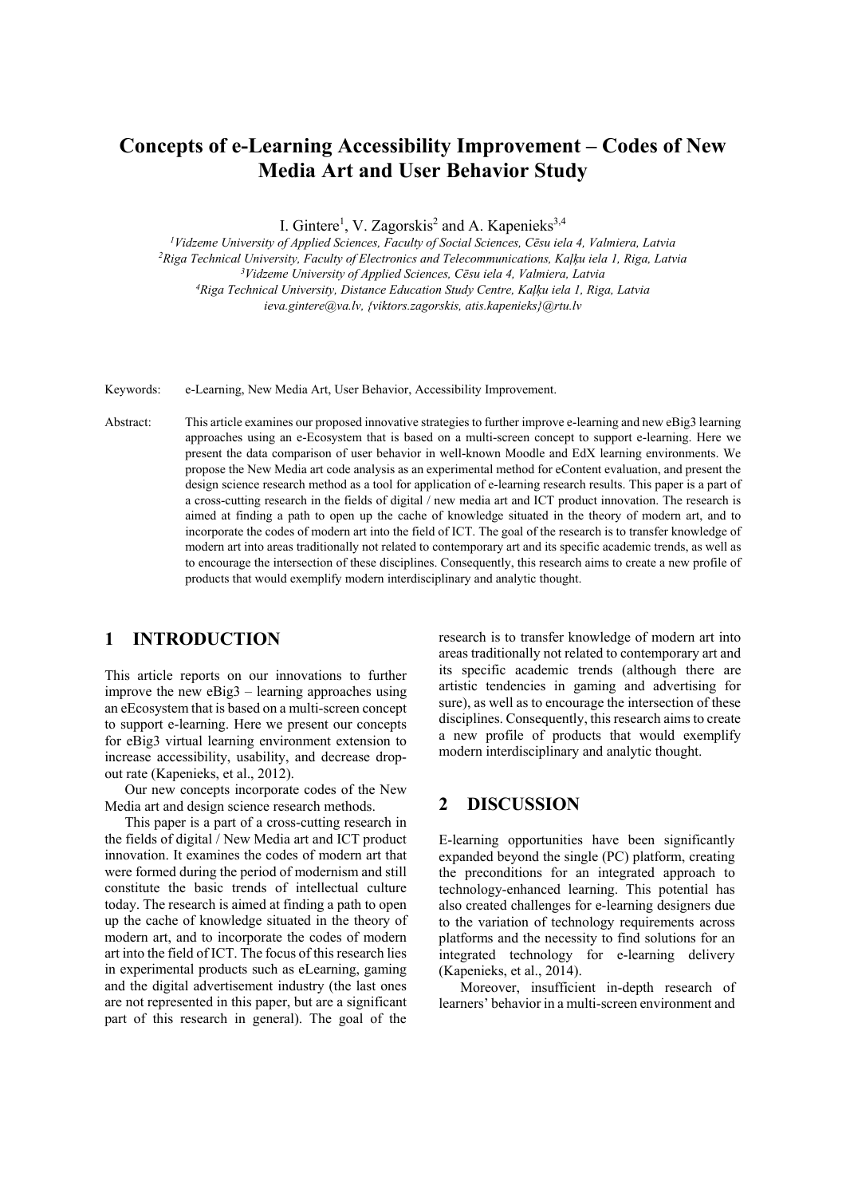# Concepts of e-Learning Accessibility Improvement – Codes of New Media Art and User Behavior Study

I. Gintere[1], V. Zagorskis[2] and A. Kapenieks[3,4]

[1]*Vidzeme University of Applied Sciences, Faculty of Social Sciences, Cēsu iela 4, Valmiera, Latvia*
[2]*Riga Technical University, Faculty of Electronics and Telecommunications, Kaļķu iela 1, Riga, Latvia*
[3]*Vidzeme University of Applied Sciences, Cēsu iela 4, Valmiera, Latvia*
[4]*Riga Technical University, Distance Education Study Centre, Kaļķu iela 1, Riga, Latvia*
*ieva.gintere@va.lv, {viktors.zagorskis, atis.kapenieks}@rtu.lv*

Keywords: e-Learning, New Media Art, User Behavior, Accessibility Improvement.

Abstract: This article examines our proposed innovative strategies to further improve e-learning and new eBig3 learning approaches using an e-Ecosystem that is based on a multi-screen concept to support e-learning. Here we present the data comparison of user behavior in well-known Moodle and EdX learning environments. We propose the New Media art code analysis as an experimental method for eContent evaluation, and present the design science research method as a tool for application of e-learning research results. This paper is a part of a cross-cutting research in the fields of digital / new media art and ICT product innovation. The research is aimed at finding a path to open up the cache of knowledge situated in the theory of modern art, and to incorporate the codes of modern art into the field of ICT. The goal of the research is to transfer knowledge of modern art into areas traditionally not related to contemporary art and its specific academic trends, as well as to encourage the intersection of these disciplines. Consequently, this research aims to create a new profile of products that would exemplify modern interdisciplinary and analytic thought.

## 1 INTRODUCTION

This article reports on our innovations to further improve the new eBig3 – learning approaches using an eEcosystem that is based on a multi-screen concept to support e-learning. Here we present our concepts for eBig3 virtual learning environment extension to increase accessibility, usability, and decrease drop-out rate (Kapenieks, et al., 2012).

Our new concepts incorporate codes of the New Media art and design science research methods.

This paper is a part of a cross-cutting research in the fields of digital / New Media art and ICT product innovation. It examines the codes of modern art that were formed during the period of modernism and still constitute the basic trends of intellectual culture today. The research is aimed at finding a path to open up the cache of knowledge situated in the theory of modern art, and to incorporate the codes of modern art into the field of ICT. The focus of this research lies in experimental products such as eLearning, gaming and the digital advertisement industry (the last ones are not represented in this paper, but are a significant part of this research in general). The goal of the research is to transfer knowledge of modern art into areas traditionally not related to contemporary art and its specific academic trends (although there are artistic tendencies in gaming and advertising for sure), as well as to encourage the intersection of these disciplines. Consequently, this research aims to create a new profile of products that would exemplify modern interdisciplinary and analytic thought.

## 2 DISCUSSION

E-learning opportunities have been significantly expanded beyond the single (PC) platform, creating the preconditions for an integrated approach to technology-enhanced learning. This potential has also created challenges for e-learning designers due to the variation of technology requirements across platforms and the necessity to find solutions for an integrated technology for e-learning delivery (Kapenieks, et al., 2014).

Moreover, insufficient in-depth research of learners' behavior in a multi-screen environment and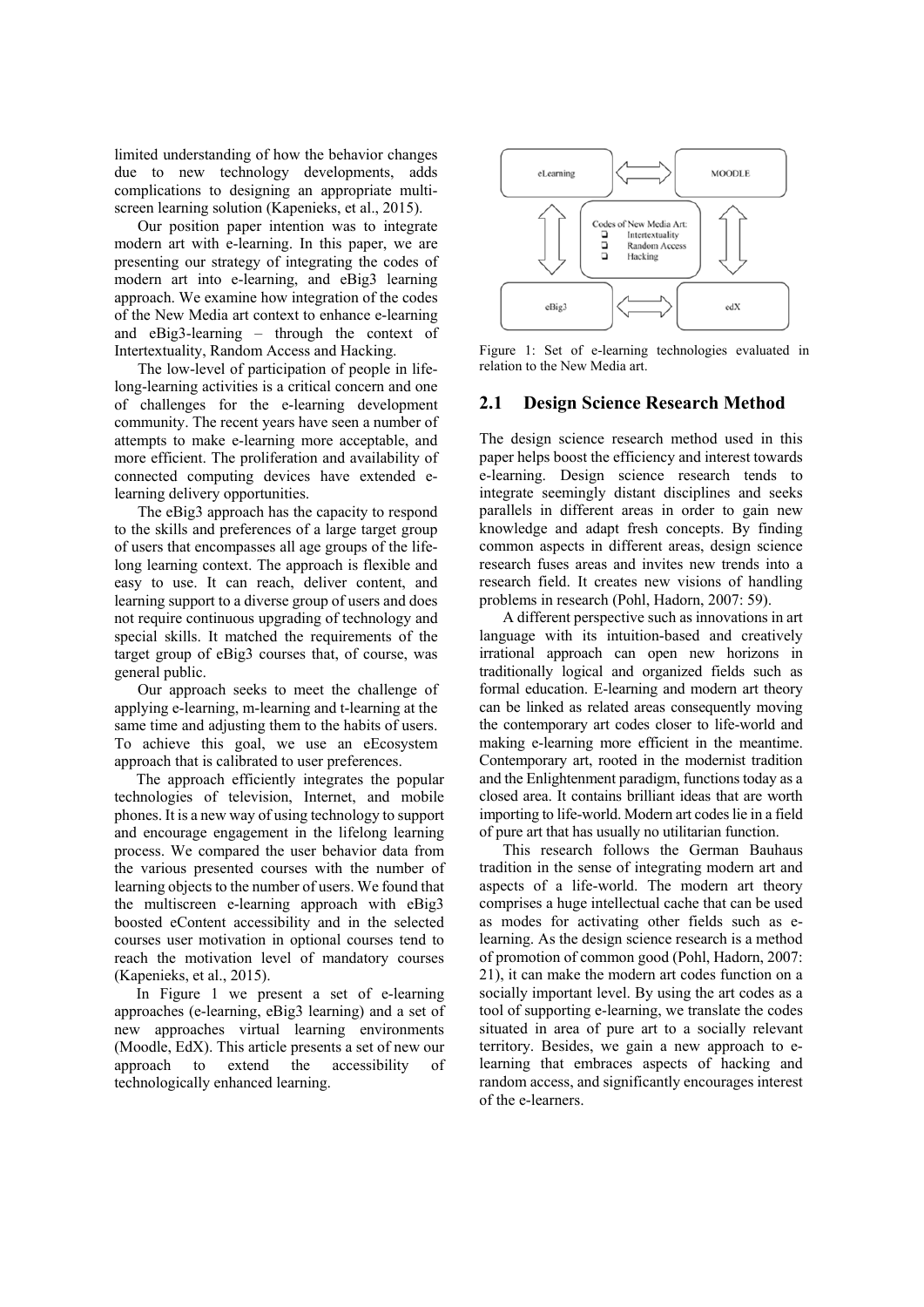limited understanding of how the behavior changes due to new technology developments, adds complications to designing an appropriate multi-screen learning solution (Kapenieks, et al., 2015).

Our position paper intention was to integrate modern art with e-learning. In this paper, we are presenting our strategy of integrating the codes of modern art into e-learning, and eBig3 learning approach. We examine how integration of the codes of the New Media art context to enhance e-learning and eBig3-learning – through the context of Intertextuality, Random Access and Hacking.

The low-level of participation of people in life-long-learning activities is a critical concern and one of challenges for the e-learning development community. The recent years have seen a number of attempts to make e-learning more acceptable, and more efficient. The proliferation and availability of connected computing devices have extended e-learning delivery opportunities.

The eBig3 approach has the capacity to respond to the skills and preferences of a large target group of users that encompasses all age groups of the life-long learning context. The approach is flexible and easy to use. It can reach, deliver content, and learning support to a diverse group of users and does not require continuous upgrading of technology and special skills. It matched the requirements of the target group of eBig3 courses that, of course, was general public.

Our approach seeks to meet the challenge of applying e-learning, m-learning and t-learning at the same time and adjusting them to the habits of users. To achieve this goal, we use an eEcosystem approach that is calibrated to user preferences.

The approach efficiently integrates the popular technologies of television, Internet, and mobile phones. It is a new way of using technology to support and encourage engagement in the lifelong learning process. We compared the user behavior data from the various presented courses with the number of learning objects to the number of users. We found that the multiscreen e-learning approach with eBig3 boosted eContent accessibility and in the selected courses user motivation in optional courses tend to reach the motivation level of mandatory courses (Kapenieks, et al., 2015).

In Figure 1 we present a set of e-learning approaches (e-learning, eBig3 learning) and a set of new approaches virtual learning environments (Moodle, EdX). This article presents a set of new our approach to extend the accessibility of technologically enhanced learning.

eLearning ⟷ MOODLE

Codes of New Media Art:
- Intertextuality
- Random Access
- Hacking

eBig3 ⟷ edX

Figure 1: Set of e-learning technologies evaluated in relation to the New Media art.

## 2.1 Design Science Research Method

The design science research method used in this paper helps boost the efficiency and interest towards e-learning. Design science research tends to integrate seemingly distant disciplines and seeks parallels in different areas in order to gain new knowledge and adapt fresh concepts. By finding common aspects in different areas, design science research fuses areas and invites new trends into a research field. It creates new visions of handling problems in research (Pohl, Hadorn, 2007: 59).

A different perspective such as innovations in art language with its intuition-based and creatively irrational approach can open new horizons in traditionally logical and organized fields such as formal education. E-learning and modern art theory can be linked as related areas consequently moving the contemporary art codes closer to life-world and making e-learning more efficient in the meantime. Contemporary art, rooted in the modernist tradition and the Enlightenment paradigm, functions today as a closed area. It contains brilliant ideas that are worth importing to life-world. Modern art codes lie in a field of pure art that has usually no utilitarian function.

This research follows the German Bauhaus tradition in the sense of integrating modern art and aspects of a life-world. The modern art theory comprises a huge intellectual cache that can be used as modes for activating other fields such as e-learning. As the design science research is a method of promotion of common good (Pohl, Hadorn, 2007: 21), it can make the modern art codes function on a socially important level. By using the art codes as a tool of supporting e-learning, we translate the codes situated in area of pure art to a socially relevant territory. Besides, we gain a new approach to e-learning that embraces aspects of hacking and random access, and significantly encourages interest of the e-learners.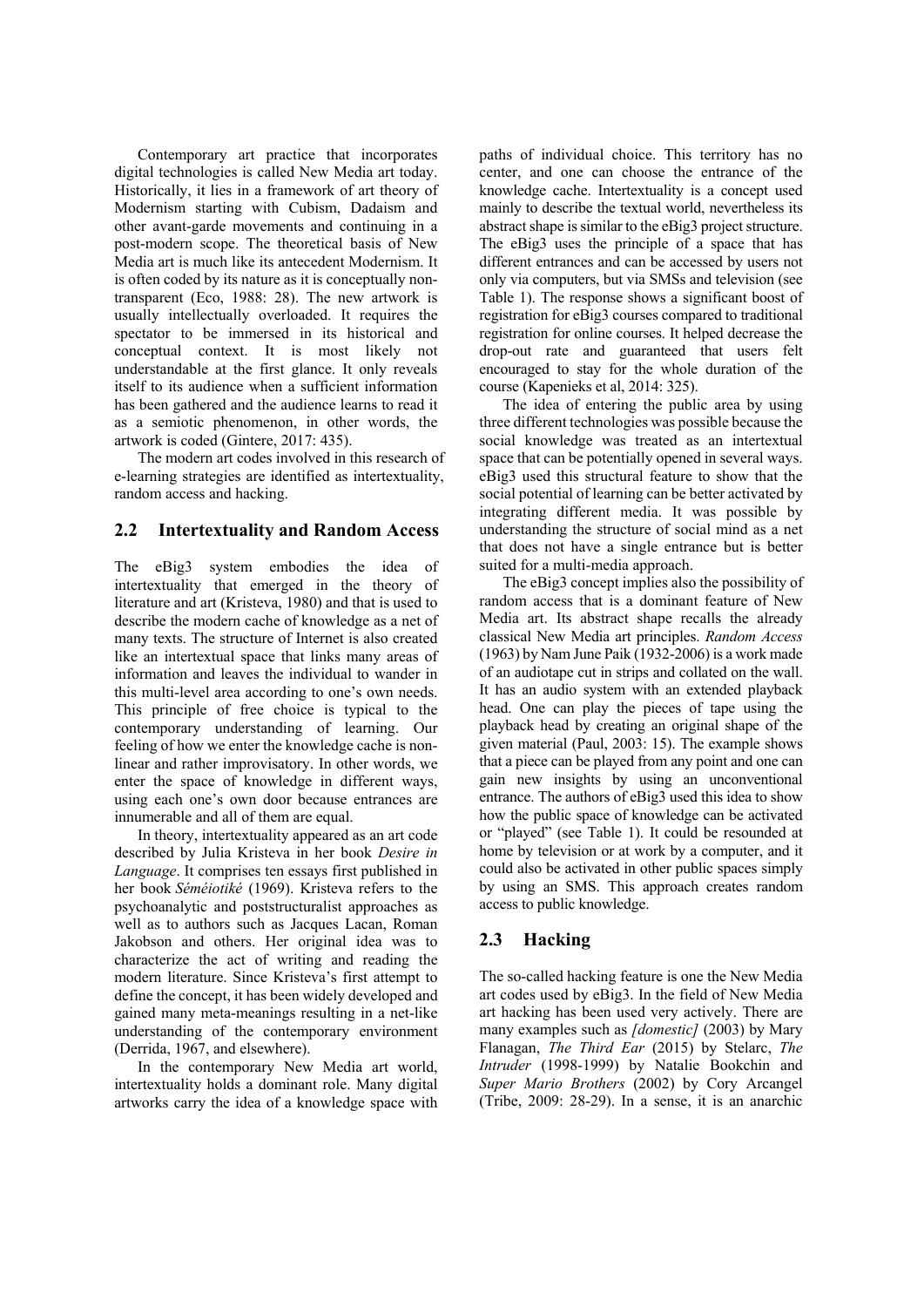Contemporary art practice that incorporates digital technologies is called New Media art today. Historically, it lies in a framework of art theory of Modernism starting with Cubism, Dadaism and other avant-garde movements and continuing in a post-modern scope. The theoretical basis of New Media art is much like its antecedent Modernism. It is often coded by its nature as it is conceptually non-transparent (Eco, 1988: 28). The new artwork is usually intellectually overloaded. It requires the spectator to be immersed in its historical and conceptual context. It is most likely not understandable at the first glance. It only reveals itself to its audience when a sufficient information has been gathered and the audience learns to read it as a semiotic phenomenon, in other words, the artwork is coded (Gintere, 2017: 435).

The modern art codes involved in this research of e-learning strategies are identified as intertextuality, random access and hacking.

## 2.2 Intertextuality and Random Access

The eBig3 system embodies the idea of intertextuality that emerged in the theory of literature and art (Kristeva, 1980) and that is used to describe the modern cache of knowledge as a net of many texts. The structure of Internet is also created like an intertextual space that links many areas of information and leaves the individual to wander in this multi-level area according to one's own needs. This principle of free choice is typical to the contemporary understanding of learning. Our feeling of how we enter the knowledge cache is non-linear and rather improvisatory. In other words, we enter the space of knowledge in different ways, using each one's own door because entrances are innumerable and all of them are equal.

In theory, intertextuality appeared as an art code described by Julia Kristeva in her book *Desire in Language*. It comprises ten essays first published in her book *Séméiotiké* (1969). Kristeva refers to the psychoanalytic and poststructuralist approaches as well as to authors such as Jacques Lacan, Roman Jakobson and others. Her original idea was to characterize the act of writing and reading the modern literature. Since Kristeva's first attempt to define the concept, it has been widely developed and gained many meta-meanings resulting in a net-like understanding of the contemporary environment (Derrida, 1967, and elsewhere).

In the contemporary New Media art world, intertextuality holds a dominant role. Many digital artworks carry the idea of a knowledge space with paths of individual choice. This territory has no center, and one can choose the entrance of the knowledge cache. Intertextuality is a concept used mainly to describe the textual world, nevertheless its abstract shape is similar to the eBig3 project structure. The eBig3 uses the principle of a space that has different entrances and can be accessed by users not only via computers, but via SMSs and television (see Table 1). The response shows a significant boost of registration for eBig3 courses compared to traditional registration for online courses. It helped decrease the drop-out rate and guaranteed that users felt encouraged to stay for the whole duration of the course (Kapenieks et al, 2014: 325).

The idea of entering the public area by using three different technologies was possible because the social knowledge was treated as an intertextual space that can be potentially opened in several ways. eBig3 used this structural feature to show that the social potential of learning can be better activated by integrating different media. It was possible by understanding the structure of social mind as a net that does not have a single entrance but is better suited for a multi-media approach.

The eBig3 concept implies also the possibility of random access that is a dominant feature of New Media art. Its abstract shape recalls the already classical New Media art principles. *Random Access* (1963) by Nam June Paik (1932-2006) is a work made of an audiotape cut in strips and collated on the wall. It has an audio system with an extended playback head. One can play the pieces of tape using the playback head by creating an original shape of the given material (Paul, 2003: 15). The example shows that a piece can be played from any point and one can gain new insights by using an unconventional entrance. The authors of eBig3 used this idea to show how the public space of knowledge can be activated or "played" (see Table 1). It could be resounded at home by television or at work by a computer, and it could also be activated in other public spaces simply by using an SMS. This approach creates random access to public knowledge.

## 2.3 Hacking

The so-called hacking feature is one the New Media art codes used by eBig3. In the field of New Media art hacking has been used very actively. There are many examples such as *[domestic]* (2003) by Mary Flanagan, *The Third Ear* (2015) by Stelarc, *The Intruder* (1998-1999) by Natalie Bookchin and *Super Mario Brothers* (2002) by Cory Arcangel (Tribe, 2009: 28-29). In a sense, it is an anarchic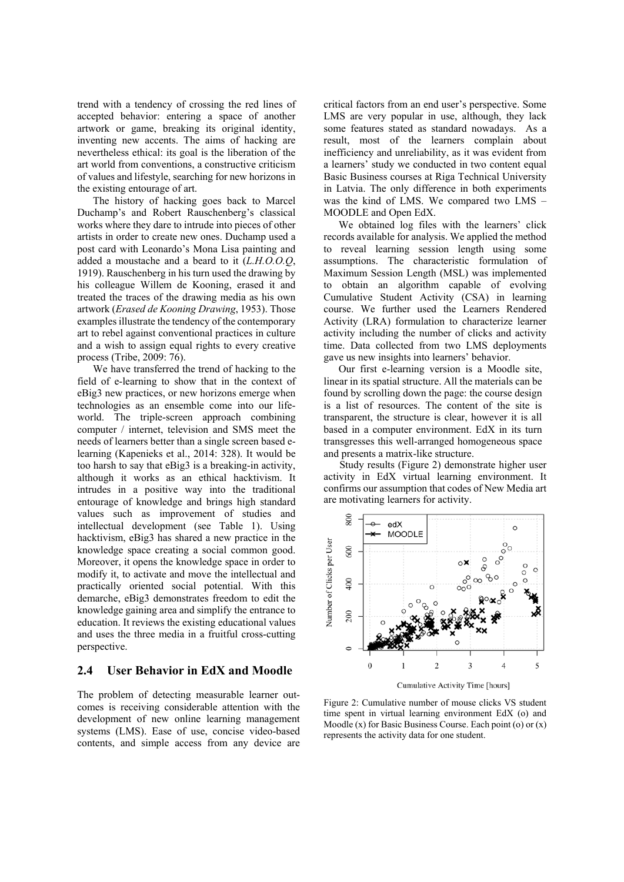trend with a tendency of crossing the red lines of accepted behavior: entering a space of another artwork or game, breaking its original identity, inventing new accents. The aims of hacking are nevertheless ethical: its goal is the liberation of the art world from conventions, a constructive criticism of values and lifestyle, searching for new horizons in the existing entourage of art.

The history of hacking goes back to Marcel Duchamp's and Robert Rauschenberg's classical works where they dare to intrude into pieces of other artists in order to create new ones. Duchamp used a post card with Leonardo's Mona Lisa painting and added a moustache and a beard to it (*L.H.O.O.Q*, 1919). Rauschenberg in his turn used the drawing by his colleague Willem de Kooning, erased it and treated the traces of the drawing media as his own artwork (*Erased de Kooning Drawing*, 1953). Those examples illustrate the tendency of the contemporary art to rebel against conventional practices in culture and a wish to assign equal rights to every creative process (Tribe, 2009: 76).

We have transferred the trend of hacking to the field of e-learning to show that in the context of eBig3 new practices, or new horizons emerge when technologies as an ensemble come into our life-world. The triple-screen approach combining computer / internet, television and SMS meet the needs of learners better than a single screen based e-learning (Kapenieks et al., 2014: 328). It would be too harsh to say that eBig3 is a breaking-in activity, although it works as an ethical hacktivism. It intrudes in a positive way into the traditional entourage of knowledge and brings high standard values such as improvement of studies and intellectual development (see Table 1). Using hacktivism, eBig3 has shared a new practice in the knowledge space creating a social common good. Moreover, it opens the knowledge space in order to modify it, to activate and move the intellectual and practically oriented social potential. With this demarche, eBig3 demonstrates freedom to edit the knowledge gaining area and simplify the entrance to education. It reviews the existing educational values and uses the three media in a fruitful cross-cutting perspective.

## 2.4 User Behavior in EdX and Moodle

The problem of detecting measurable learner outcomes is receiving considerable attention with the development of new online learning management systems (LMS). Ease of use, concise video-based contents, and simple access from any device are critical factors from an end user's perspective. Some LMS are very popular in use, although, they lack some features stated as standard nowadays. As a result, most of the learners complain about inefficiency and unreliability, as it was evident from a learners' study we conducted in two content equal Basic Business courses at Riga Technical University in Latvia. The only difference in both experiments was the kind of LMS. We compared two LMS – MOODLE and Open EdX.

We obtained log files with the learners' click records available for analysis. We applied the method to reveal learning session length using some assumptions. The characteristic formulation of Maximum Session Length (MSL) was implemented to obtain an algorithm capable of evolving Cumulative Student Activity (CSA) in learning course. We further used the Learners Rendered Activity (LRA) formulation to characterize learner activity including the number of clicks and activity time. Data collected from two LMS deployments gave us new insights into learners' behavior.

Our first e-learning version is a Moodle site, linear in its spatial structure. All the materials can be found by scrolling down the page: the course design is a list of resources. The content of the site is transparent, the structure is clear, however it is all based in a computer environment. EdX in its turn transgresses this well-arranged homogeneous space and presents a matrix-like structure.

Study results (Figure 2) demonstrate higher user activity in EdX virtual learning environment. It confirms our assumption that codes of New Media art are motivating learners for activity.

Figure 2: Cumulative number of mouse clicks VS student time spent in virtual learning environment EdX (o) and Moodle (x) for Basic Business Course. Each point (o) or (x) represents the activity data for one student.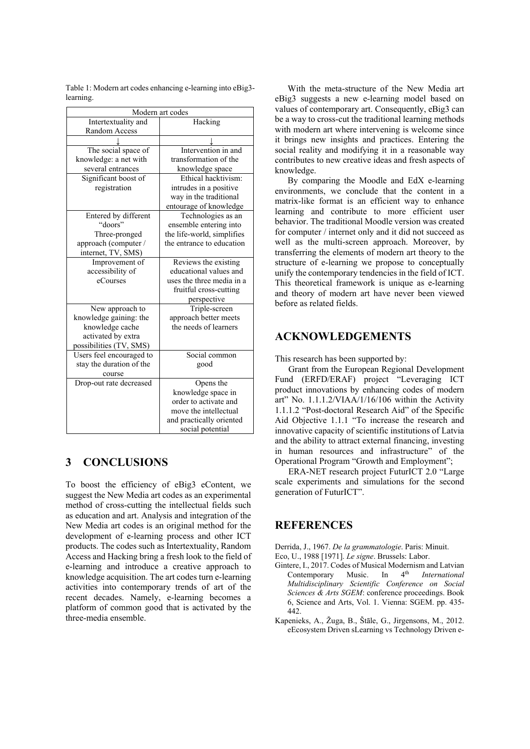Table 1: Modern art codes enhancing e-learning into eBig3-learning.

| Modern art codes | |
|---|---|
| Intertextuality and Random Access | Hacking |
| ↓ | ↓ |
| The social space of knowledge: a net with several entrances | Intervention in and transformation of the knowledge space |
| Significant boost of registration | Ethical hacktivism: intrudes in a positive way in the traditional entourage of knowledge |
| Entered by different "doors" Three-pronged approach (computer / internet, TV, SMS) | Technologies as an ensemble entering into the life-world, simplifies the entrance to education |
| Improvement of accessibility of eCourses | Reviews the existing educational values and uses the three media in a fruitful cross-cutting perspective |
| New approach to knowledge gaining: the knowledge cache activated by extra possibilities (TV, SMS) | Triple-screen approach better meets the needs of learners |
| Users feel encouraged to stay the duration of the course | Social common good |
| Drop-out rate decreased | Opens the knowledge space in order to activate and move the intellectual and practically oriented social potential |

## 3 CONCLUSIONS

To boost the efficiency of eBig3 eContent, we suggest the New Media art codes as an experimental method of cross-cutting the intellectual fields such as education and art. Analysis and integration of the New Media art codes is an original method for the development of e-learning process and other ICT products. The codes such as Intertextuality, Random Access and Hacking bring a fresh look to the field of e-learning and introduce a creative approach to knowledge acquisition. The art codes turn e-learning activities into contemporary trends of art of the recent decades. Namely, e-learning becomes a platform of common good that is activated by the three-media ensemble.

With the meta-structure of the New Media art eBig3 suggests a new e-learning model based on values of contemporary art. Consequently, eBig3 can be a way to cross-cut the traditional learning methods with modern art where intervening is welcome since it brings new insights and practices. Entering the social reality and modifying it in a reasonable way contributes to new creative ideas and fresh aspects of knowledge.

By comparing the Moodle and EdX e-learning environments, we conclude that the content in a matrix-like format is an efficient way to enhance learning and contribute to more efficient user behavior. The traditional Moodle version was created for computer / internet only and it did not succeed as well as the multi-screen approach. Moreover, by transferring the elements of modern art theory to the structure of e-learning we propose to conceptually unify the contemporary tendencies in the field of ICT. This theoretical framework is unique as e-learning and theory of modern art have never been viewed before as related fields.

## ACKNOWLEDGEMENTS

This research has been supported by:

Grant from the European Regional Development Fund (ERFD/ERAF) project "Leveraging ICT product innovations by enhancing codes of modern art" No. 1.1.1.2/VIAA/1/16/106 within the Activity 1.1.1.2 "Post-doctoral Research Aid" of the Specific Aid Objective 1.1.1 "To increase the research and innovative capacity of scientific institutions of Latvia and the ability to attract external financing, investing in human resources and infrastructure" of the Operational Program "Growth and Employment";

ERA-NET research project FuturICT 2.0 "Large scale experiments and simulations for the second generation of FuturICT".

## REFERENCES

Derrida, J., 1967. *De la grammatologie*. Paris: Minuit.

Eco, U., 1988 [1971]. *Le signe*. Brussels: Labor.

Gintere, I., 2017. Codes of Musical Modernism and Latvian Contemporary Music. In 4th *International Multidisciplinary Scientific Conference on Social Sciences & Arts SGEM*: conference proceedings. Book 6, Science and Arts, Vol. 1. Vienna: SGEM. pp. 435-442.

Kapenieks, A., Žuga, B., Štāle, G., Jirgensons, M., 2012. eEcosystem Driven sLearning vs Technology Driven e-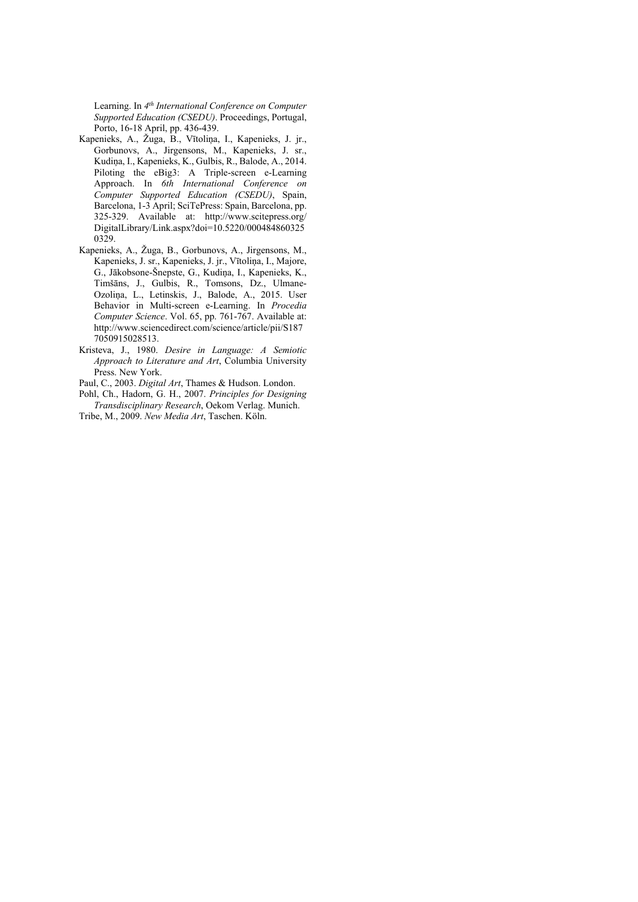Learning. In *4th International Conference on Computer Supported Education (CSEDU)*. Proceedings, Portugal, Porto, 16-18 April, pp. 436-439.

Kapenieks, A., Žuga, B., Vītoliņa, I., Kapenieks, J. jr., Gorbunovs, A., Jirgensons, M., Kapenieks, J. sr., Kudiņa, I., Kapenieks, K., Gulbis, R., Balode, A., 2014. Piloting the eBig3: A Triple-screen e-Learning Approach. In *6th International Conference on Computer Supported Education (CSEDU)*, Spain, Barcelona, 1-3 April; SciTePress: Spain, Barcelona, pp. 325-329. Available at: http://www.scitepress.org/DigitalLibrary/Link.aspx?doi=10.5220/0004848603250329.

Kapenieks, A., Žuga, B., Gorbunovs, A., Jirgensons, M., Kapenieks, J. sr., Kapenieks, J. jr., Vītoliņa, I., Majore, G., Jākobsone-Šnepste, G., Kudiņa, I., Kapenieks, K., Timšāns, J., Gulbis, R., Tomsons, Dz., Ulmane-Ozoliņa, L., Letinskis, J., Balode, A., 2015. User Behavior in Multi-screen e-Learning. In *Procedia Computer Science*. Vol. 65, pp. 761-767. Available at: http://www.sciencedirect.com/science/article/pii/S1877050915028513.

Kristeva, J., 1980. *Desire in Language: A Semiotic Approach to Literature and Art*, Columbia University Press. New York.

Paul, C., 2003. *Digital Art*, Thames & Hudson. London.

Pohl, Ch., Hadorn, G. H., 2007. *Principles for Designing Transdisciplinary Research*, Oekom Verlag. Munich.

Tribe, M., 2009. *New Media Art*, Taschen. Köln.